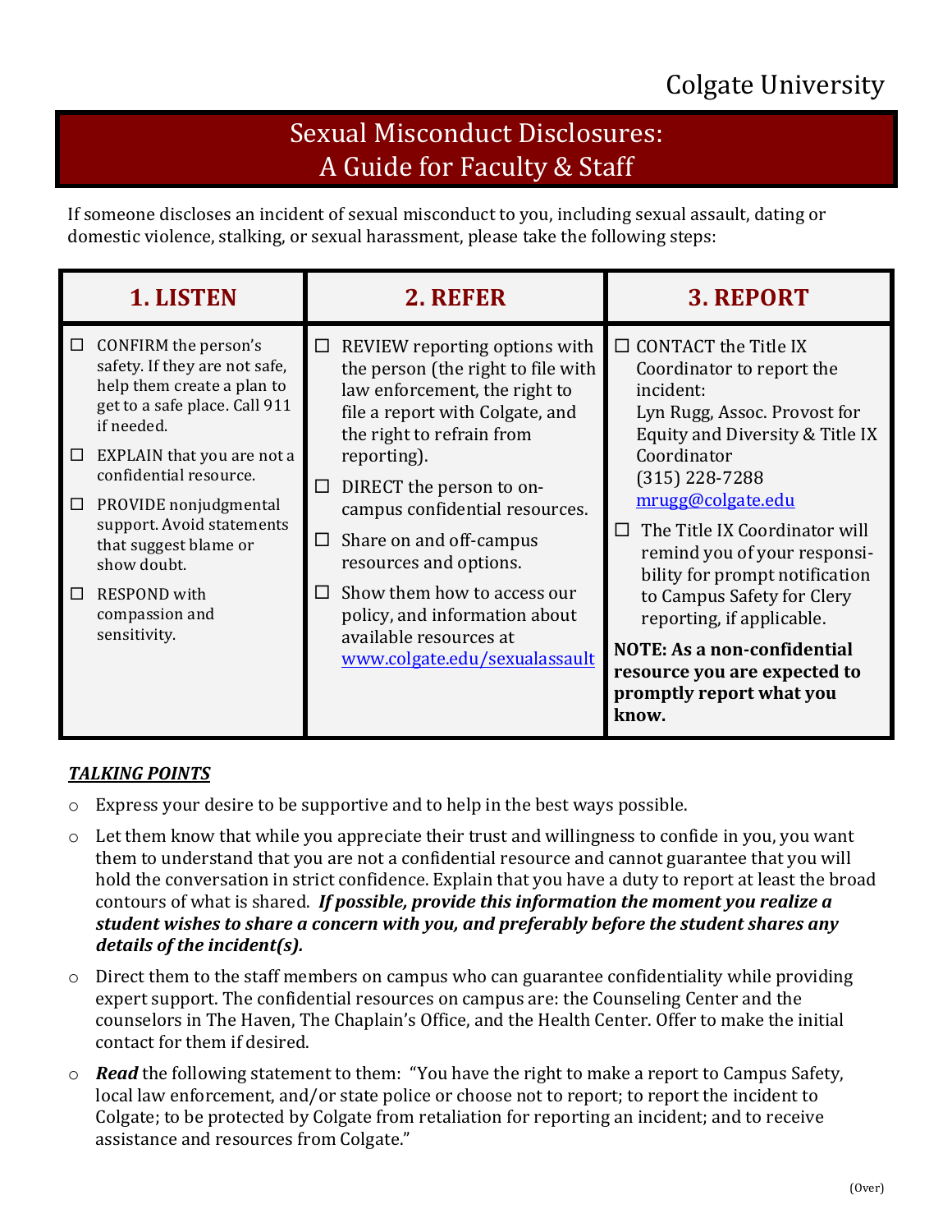Colgate University

# Sexual Misconduct Disclosures: A Guide for Faculty & Staff

If someone discloses an incident of sexual misconduct to you, including sexual assault, dating or domestic violence, stalking, or sexual harassment, please take the following steps:

| 1. LISTEN | 2. REFER | 3. REPORT |
| --- | --- | --- |
| ☐ CONFIRM the person's safety. If they are not safe, help them create a plan to get to a safe place. Call 911 if needed.<br>☐ EXPLAIN that you are not a confidential resource.<br>☐ PROVIDE nonjudgmental support. Avoid statements that suggest blame or show doubt.<br>☐ RESPOND with compassion and sensitivity. | ☐ REVIEW reporting options with the person (the right to file with law enforcement, the right to file a report with Colgate, and the right to refrain from reporting).<br>☐ DIRECT the person to on-campus confidential resources.<br>☐ Share on and off-campus resources and options.<br>☐ Show them how to access our policy, and information about available resources at www.colgate.edu/sexualassault | ☐ CONTACT the Title IX Coordinator to report the incident:<br>Lyn Rugg, Assoc. Provost for Equity and Diversity & Title IX Coordinator<br>(315) 228-7288<br>mrugg@colgate.edu<br>☐ The Title IX Coordinator will remind you of your responsibility for prompt notification to Campus Safety for Clery reporting, if applicable.<br>**NOTE: As a non-confidential resource you are expected to promptly report what you know.** |

***TALKING POINTS***

- Express your desire to be supportive and to help in the best ways possible.
- Let them know that while you appreciate their trust and willingness to confide in you, you want them to understand that you are not a confidential resource and cannot guarantee that you will hold the conversation in strict confidence. Explain that you have a duty to report at least the broad contours of what is shared. ***If possible, provide this information the moment you realize a student wishes to share a concern with you, and preferably before the student shares any details of the incident(s).***
- Direct them to the staff members on campus who can guarantee confidentiality while providing expert support. The confidential resources on campus are: the Counseling Center and the counselors in The Haven, The Chaplain's Office, and the Health Center. Offer to make the initial contact for them if desired.
- ***Read*** the following statement to them: "You have the right to make a report to Campus Safety, local law enforcement, and/or state police or choose not to report; to report the incident to Colgate; to be protected by Colgate from retaliation for reporting an incident; and to receive assistance and resources from Colgate."

(Over)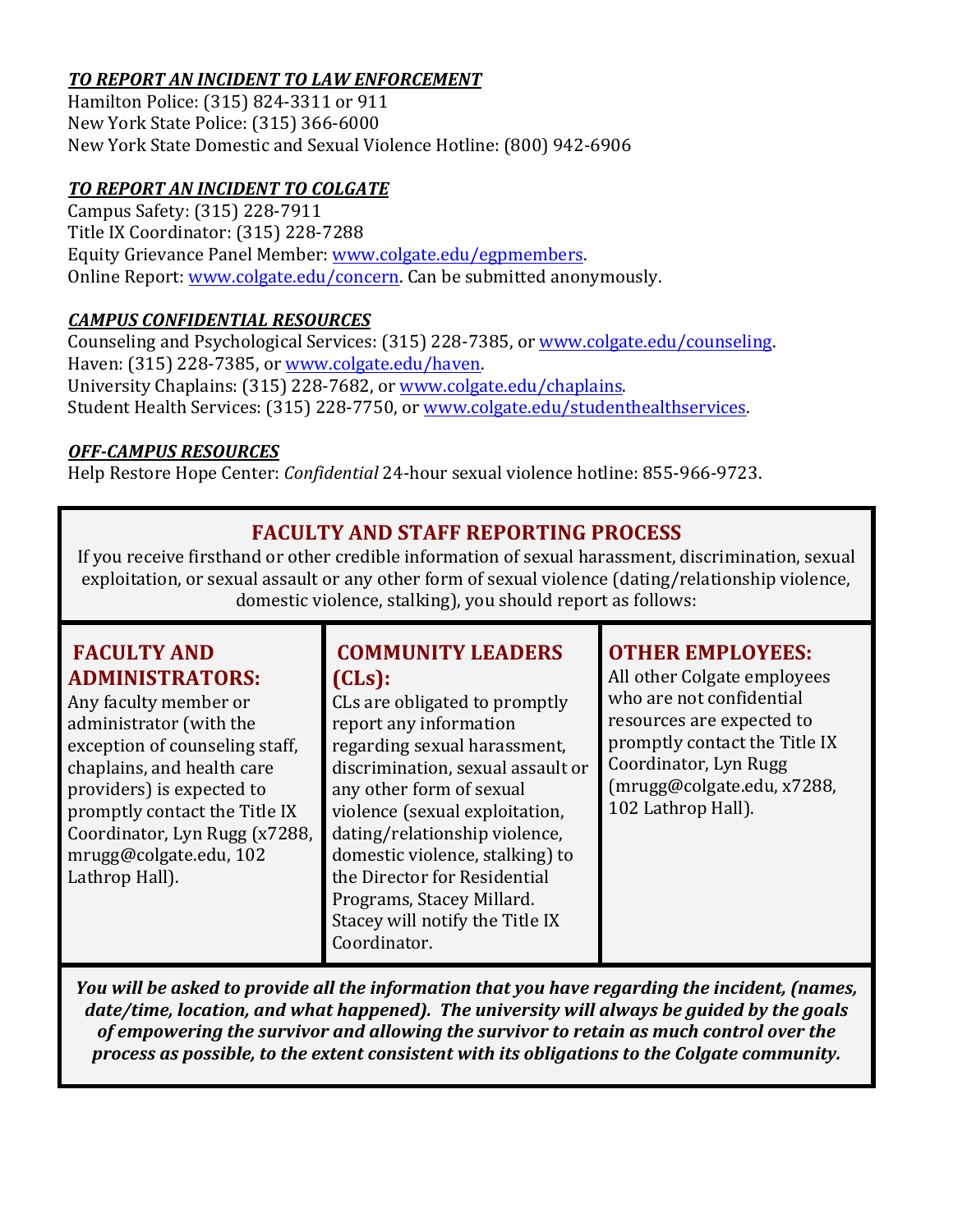***TO REPORT AN INCIDENT TO LAW ENFORCEMENT***

Hamilton Police: (315) 824-3311 or 911
New York State Police: (315) 366-6000
New York State Domestic and Sexual Violence Hotline: (800) 942-6906

***TO REPORT AN INCIDENT TO COLGATE***

Campus Safety: (315) 228-7911
Title IX Coordinator: (315) 228-7288
Equity Grievance Panel Member: www.colgate.edu/egpmembers.
Online Report: www.colgate.edu/concern. Can be submitted anonymously.

***CAMPUS CONFIDENTIAL RESOURCES***

Counseling and Psychological Services: (315) 228-7385, or www.colgate.edu/counseling.
Haven: (315) 228-7385, or www.colgate.edu/haven.
University Chaplains: (315) 228-7682, or www.colgate.edu/chaplains.
Student Health Services: (315) 228-7750, or www.colgate.edu/studenthealthservices.

***OFF-CAMPUS RESOURCES***

Help Restore Hope Center: *Confidential* 24-hour sexual violence hotline: 855-966-9723.

## FACULTY AND STAFF REPORTING PROCESS

If you receive firsthand or other credible information of sexual harassment, discrimination, sexual exploitation, or sexual assault or any other form of sexual violence (dating/relationship violence, domestic violence, stalking), you should report as follows:

### FACULTY AND ADMINISTRATORS:

Any faculty member or administrator (with the exception of counseling staff, chaplains, and health care providers) is expected to promptly contact the Title IX Coordinator, Lyn Rugg (x7288, mrugg@colgate.edu, 102 Lathrop Hall).

### COMMUNITY LEADERS (CLs):

CLs are obligated to promptly report any information regarding sexual harassment, discrimination, sexual assault or any other form of sexual violence (sexual exploitation, dating/relationship violence, domestic violence, stalking) to the Director for Residential Programs, Stacey Millard. Stacey will notify the Title IX Coordinator.

### OTHER EMPLOYEES:

All other Colgate employees who are not confidential resources are expected to promptly contact the Title IX Coordinator, Lyn Rugg (mrugg@colgate.edu, x7288, 102 Lathrop Hall).

***You will be asked to provide all the information that you have regarding the incident, (names, date/time, location, and what happened). The university will always be guided by the goals of empowering the survivor and allowing the survivor to retain as much control over the process as possible, to the extent consistent with its obligations to the Colgate community.***